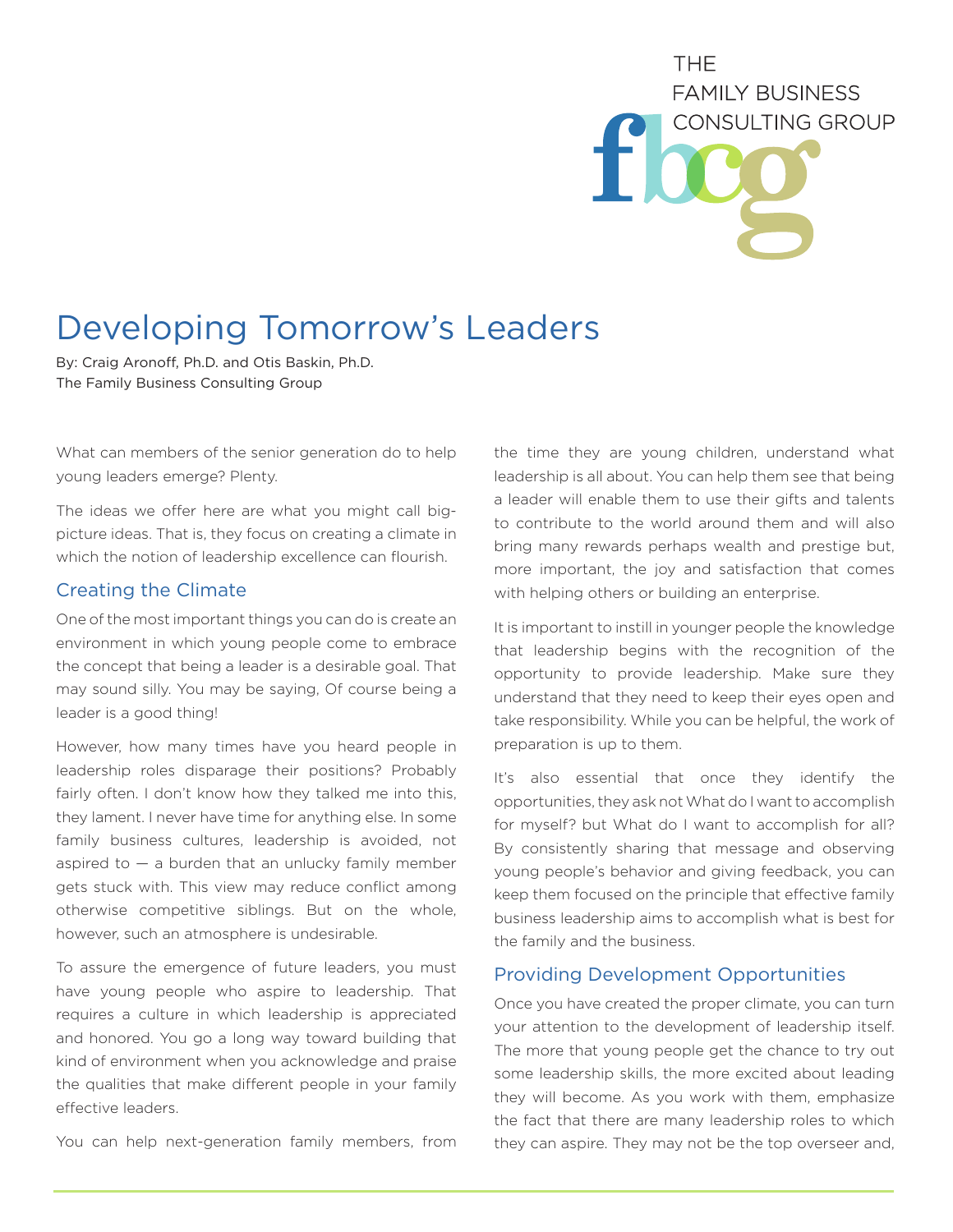THE FAMILY BUSINESS CONSULTING GROUP

# Developing Tomorrow's Leaders

By: Craig Aronoff, Ph.D. and Otis Baskin, Ph.D.
The Family Business Consulting Group

What can members of the senior generation do to help young leaders emerge? Plenty.

The ideas we offer here are what you might call big-picture ideas. That is, they focus on creating a climate in which the notion of leadership excellence can flourish.

## Creating the Climate

One of the most important things you can do is create an environment in which young people come to embrace the concept that being a leader is a desirable goal. That may sound silly. You may be saying, Of course being a leader is a good thing!

However, how many times have you heard people in leadership roles disparage their positions? Probably fairly often. I don't know how they talked me into this, they lament. I never have time for anything else. In some family business cultures, leadership is avoided, not aspired to — a burden that an unlucky family member gets stuck with. This view may reduce conflict among otherwise competitive siblings. But on the whole, however, such an atmosphere is undesirable.

To assure the emergence of future leaders, you must have young people who aspire to leadership. That requires a culture in which leadership is appreciated and honored. You go a long way toward building that kind of environment when you acknowledge and praise the qualities that make different people in your family effective leaders.

You can help next-generation family members, from the time they are young children, understand what leadership is all about. You can help them see that being a leader will enable them to use their gifts and talents to contribute to the world around them and will also bring many rewards perhaps wealth and prestige but, more important, the joy and satisfaction that comes with helping others or building an enterprise.

It is important to instill in younger people the knowledge that leadership begins with the recognition of the opportunity to provide leadership. Make sure they understand that they need to keep their eyes open and take responsibility. While you can be helpful, the work of preparation is up to them.

It's also essential that once they identify the opportunities, they ask not What do I want to accomplish for myself? but What do I want to accomplish for all? By consistently sharing that message and observing young people's behavior and giving feedback, you can keep them focused on the principle that effective family business leadership aims to accomplish what is best for the family and the business.

## Providing Development Opportunities

Once you have created the proper climate, you can turn your attention to the development of leadership itself. The more that young people get the chance to try out some leadership skills, the more excited about leading they will become. As you work with them, emphasize the fact that there are many leadership roles to which they can aspire. They may not be the top overseer and,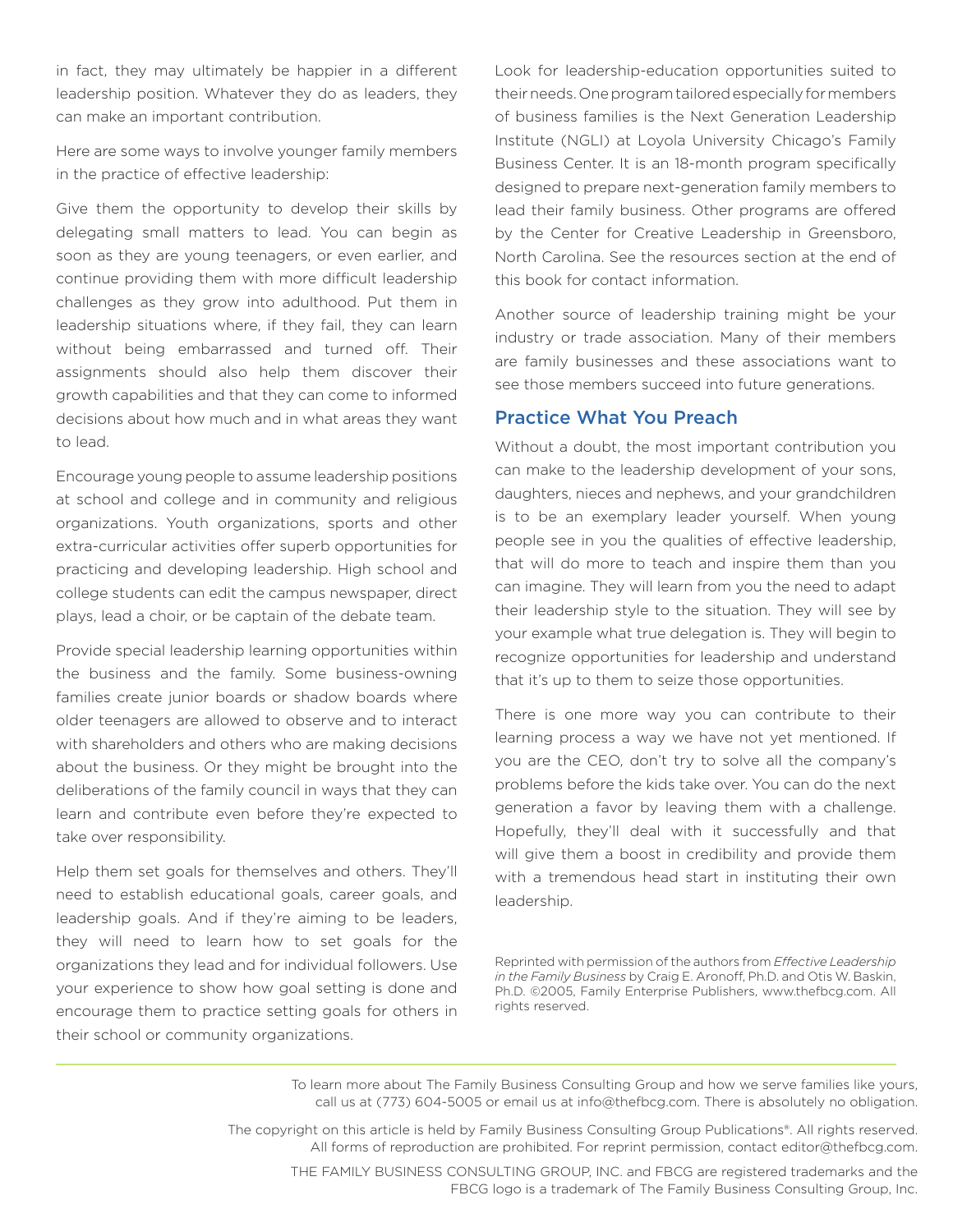in fact, they may ultimately be happier in a different leadership position. Whatever they do as leaders, they can make an important contribution.

Here are some ways to involve younger family members in the practice of effective leadership:

Give them the opportunity to develop their skills by delegating small matters to lead. You can begin as soon as they are young teenagers, or even earlier, and continue providing them with more difficult leadership challenges as they grow into adulthood. Put them in leadership situations where, if they fail, they can learn without being embarrassed and turned off. Their assignments should also help them discover their growth capabilities and that they can come to informed decisions about how much and in what areas they want to lead.

Encourage young people to assume leadership positions at school and college and in community and religious organizations. Youth organizations, sports and other extra-curricular activities offer superb opportunities for practicing and developing leadership. High school and college students can edit the campus newspaper, direct plays, lead a choir, or be captain of the debate team.

Provide special leadership learning opportunities within the business and the family. Some business-owning families create junior boards or shadow boards where older teenagers are allowed to observe and to interact with shareholders and others who are making decisions about the business. Or they might be brought into the deliberations of the family council in ways that they can learn and contribute even before they're expected to take over responsibility.

Help them set goals for themselves and others. They'll need to establish educational goals, career goals, and leadership goals. And if they're aiming to be leaders, they will need to learn how to set goals for the organizations they lead and for individual followers. Use your experience to show how goal setting is done and encourage them to practice setting goals for others in their school or community organizations.

Look for leadership-education opportunities suited to their needs. One program tailored especially for members of business families is the Next Generation Leadership Institute (NGLI) at Loyola University Chicago's Family Business Center. It is an 18-month program specifically designed to prepare next-generation family members to lead their family business. Other programs are offered by the Center for Creative Leadership in Greensboro, North Carolina. See the resources section at the end of this book for contact information.

Another source of leadership training might be your industry or trade association. Many of their members are family businesses and these associations want to see those members succeed into future generations.

## Practice What You Preach

Without a doubt, the most important contribution you can make to the leadership development of your sons, daughters, nieces and nephews, and your grandchildren is to be an exemplary leader yourself. When young people see in you the qualities of effective leadership, that will do more to teach and inspire them than you can imagine. They will learn from you the need to adapt their leadership style to the situation. They will see by your example what true delegation is. They will begin to recognize opportunities for leadership and understand that it's up to them to seize those opportunities.

There is one more way you can contribute to their learning process a way we have not yet mentioned. If you are the CEO, don't try to solve all the company's problems before the kids take over. You can do the next generation a favor by leaving them with a challenge. Hopefully, they'll deal with it successfully and that will give them a boost in credibility and provide them with a tremendous head start in instituting their own leadership.

Reprinted with permission of the authors from *Effective Leadership in the Family Business* by Craig E. Aronoff, Ph.D. and Otis W. Baskin, Ph.D. ©2005, Family Enterprise Publishers, www.thefbcg.com. All rights reserved.

---

To learn more about The Family Business Consulting Group and how we serve families like yours, call us at (773) 604-5005 or email us at info@thefbcg.com. There is absolutely no obligation.

The copyright on this article is held by Family Business Consulting Group Publications®. All rights reserved. All forms of reproduction are prohibited. For reprint permission, contact editor@thefbcg.com.

THE FAMILY BUSINESS CONSULTING GROUP, INC. and FBCG are registered trademarks and the FBCG logo is a trademark of The Family Business Consulting Group, Inc.